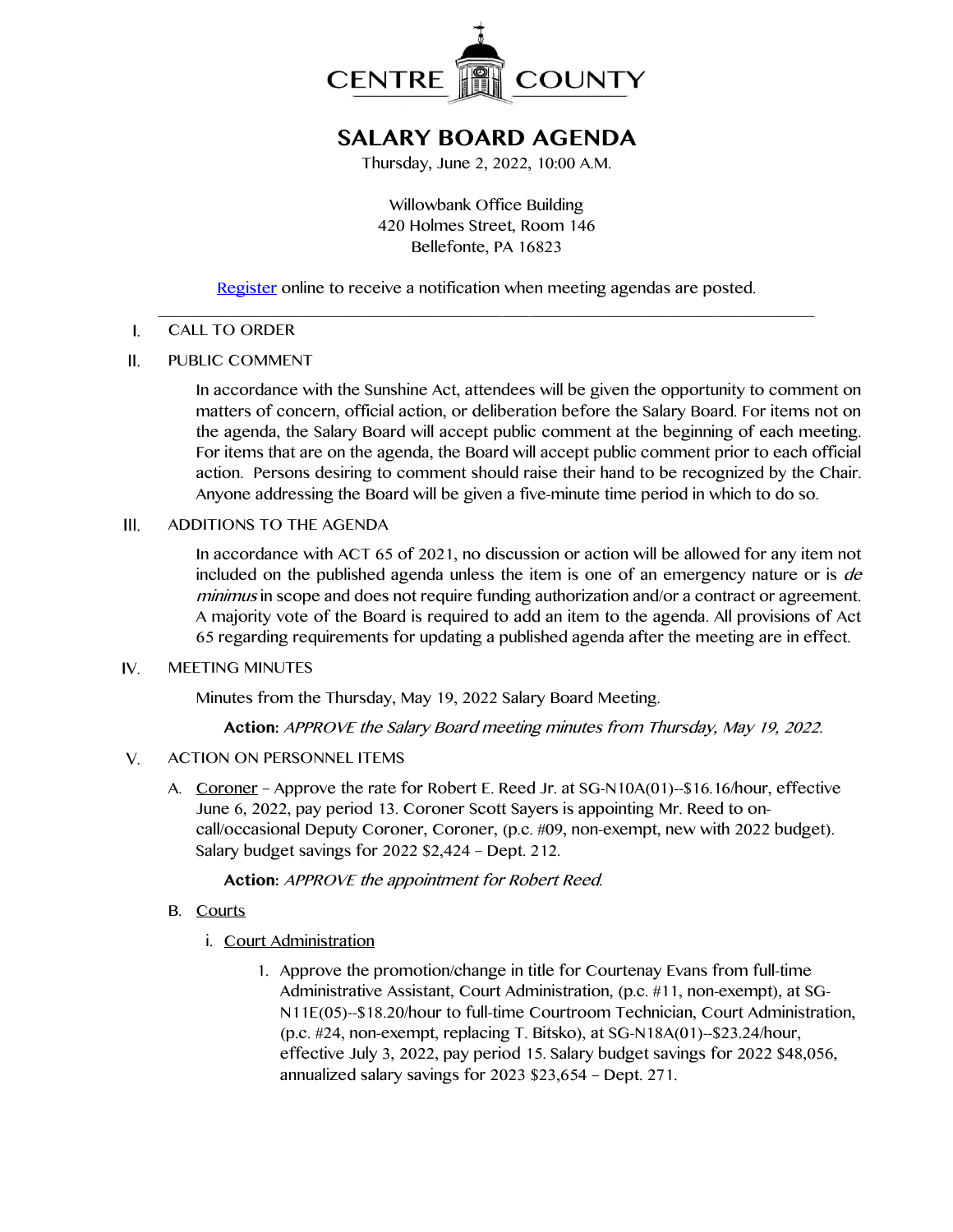# CENTRE COUNTY

## SALARY BOARD AGENDA

Thursday, June 2, 2022, 10:00 A.M.

Willowbank Office Building
420 Holmes Street, Room 146
Bellefonte, PA 16823

Register online to receive a notification when meeting agendas are posted.

---

I. CALL TO ORDER

II. PUBLIC COMMENT

In accordance with the Sunshine Act, attendees will be given the opportunity to comment on matters of concern, official action, or deliberation before the Salary Board. For items not on the agenda, the Salary Board will accept public comment at the beginning of each meeting. For items that are on the agenda, the Board will accept public comment prior to each official action. Persons desiring to comment should raise their hand to be recognized by the Chair. Anyone addressing the Board will be given a five-minute time period in which to do so.

III. ADDITIONS TO THE AGENDA

In accordance with ACT 65 of 2021, no discussion or action will be allowed for any item not included on the published agenda unless the item is one of an emergency nature or is *de minimus* in scope and does not require funding authorization and/or a contract or agreement. A majority vote of the Board is required to add an item to the agenda. All provisions of Act 65 regarding requirements for updating a published agenda after the meeting are in effect.

IV. MEETING MINUTES

Minutes from the Thursday, May 19, 2022 Salary Board Meeting.

**Action:** *APPROVE the Salary Board meeting minutes from Thursday, May 19, 2022.*

V. ACTION ON PERSONNEL ITEMS

A. Coroner – Approve the rate for Robert E. Reed Jr. at SG-N10A(01)--$16.16/hour, effective June 6, 2022, pay period 13. Coroner Scott Sayers is appointing Mr. Reed to on-call/occasional Deputy Coroner, Coroner, (p.c. #09, non-exempt, new with 2022 budget). Salary budget savings for 2022 $2,424 – Dept. 212.

**Action:** *APPROVE the appointment for Robert Reed.*

B. Courts

i. Court Administration

1. Approve the promotion/change in title for Courtenay Evans from full-time Administrative Assistant, Court Administration, (p.c. #11, non-exempt), at SG-N11E(05)--$18.20/hour to full-time Courtroom Technician, Court Administration, (p.c. #24, non-exempt, replacing T. Bitsko), at SG-N18A(01)--$23.24/hour, effective July 3, 2022, pay period 15. Salary budget savings for 2022 $48,056, annualized salary savings for 2023 $23,654 – Dept. 271.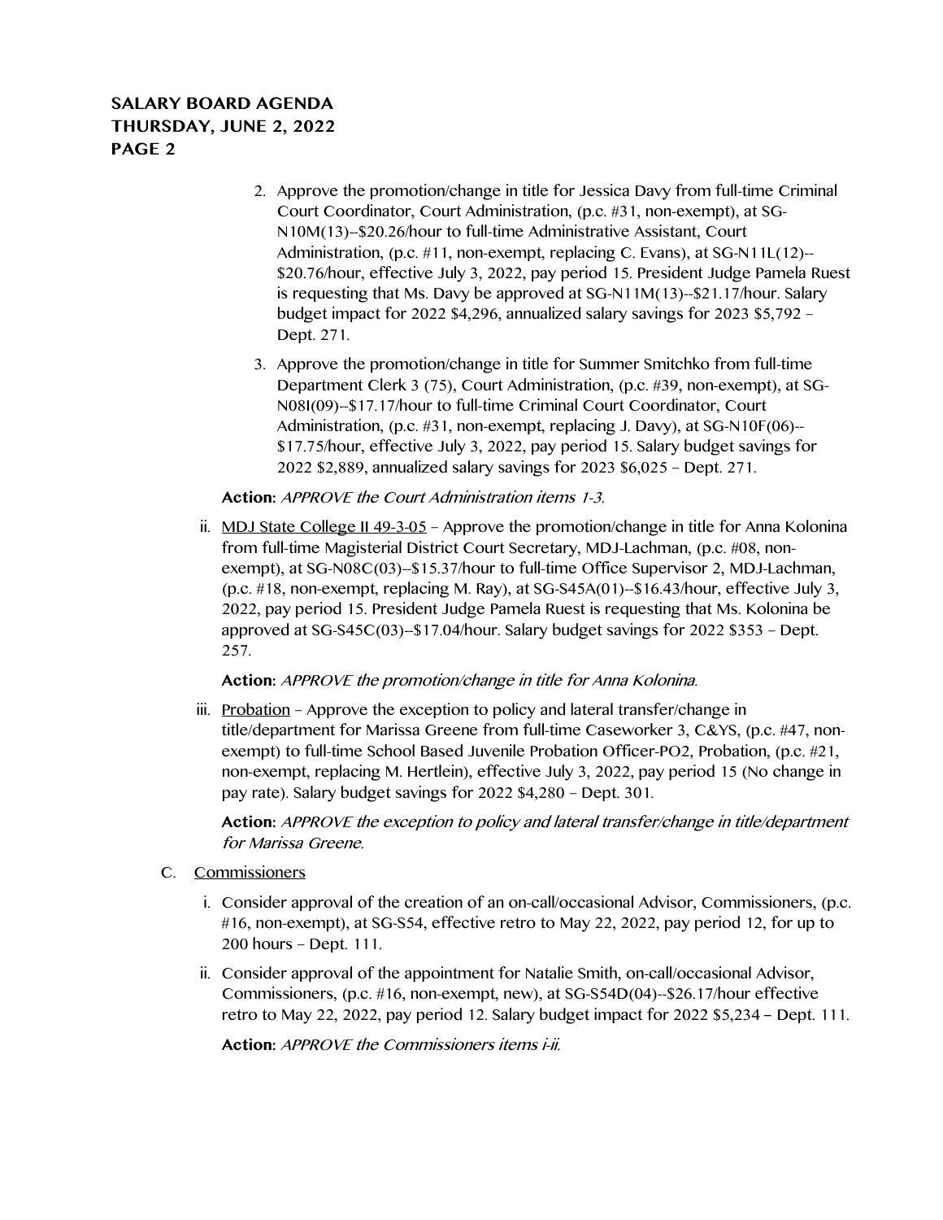2. Approve the promotion/change in title for Jessica Davy from full-time Criminal Court Coordinator, Court Administration, (p.c. #31, non-exempt), at SG-N10M(13)--$20.26/hour to full-time Administrative Assistant, Court Administration, (p.c. #11, non-exempt, replacing C. Evans), at SG-N11L(12)--$20.76/hour, effective July 3, 2022, pay period 15. President Judge Pamela Ruest is requesting that Ms. Davy be approved at SG-N11M(13)--$21.17/hour. Salary budget impact for 2022 $4,296, annualized salary savings for 2023 $5,792 – Dept. 271.

3. Approve the promotion/change in title for Summer Smitchko from full-time Department Clerk 3 (75), Court Administration, (p.c. #39, non-exempt), at SG-N08I(09)--$17.17/hour to full-time Criminal Court Coordinator, Court Administration, (p.c. #31, non-exempt, replacing J. Davy), at SG-N10F(06)--$17.75/hour, effective July 3, 2022, pay period 15. Salary budget savings for 2022 $2,889, annualized salary savings for 2023 $6,025 – Dept. 271.

**Action:** *APPROVE the Court Administration items 1-3.*

ii. MDJ State College II 49-3-05 – Approve the promotion/change in title for Anna Kolonina from full-time Magisterial District Court Secretary, MDJ-Lachman, (p.c. #08, non-exempt), at SG-N08C(03)--$15.37/hour to full-time Office Supervisor 2, MDJ-Lachman, (p.c. #18, non-exempt, replacing M. Ray), at SG-S45A(01)--$16.43/hour, effective July 3, 2022, pay period 15. President Judge Pamela Ruest is requesting that Ms. Kolonina be approved at SG-S45C(03)--$17.04/hour. Salary budget savings for 2022 $353 – Dept. 257.

**Action:** *APPROVE the promotion/change in title for Anna Kolonina.*

iii. Probation – Approve the exception to policy and lateral transfer/change in title/department for Marissa Greene from full-time Caseworker 3, C&YS, (p.c. #47, non-exempt) to full-time School Based Juvenile Probation Officer-PO2, Probation, (p.c. #21, non-exempt, replacing M. Hertlein), effective July 3, 2022, pay period 15 (No change in pay rate). Salary budget savings for 2022 $4,280 – Dept. 301.

**Action:** *APPROVE the exception to policy and lateral transfer/change in title/department for Marissa Greene.*

C. Commissioners

i. Consider approval of the creation of an on-call/occasional Advisor, Commissioners, (p.c. #16, non-exempt), at SG-S54, effective retro to May 22, 2022, pay period 12, for up to 200 hours – Dept. 111.

ii. Consider approval of the appointment for Natalie Smith, on-call/occasional Advisor, Commissioners, (p.c. #16, non-exempt, new), at SG-S54D(04)--$26.17/hour effective retro to May 22, 2022, pay period 12. Salary budget impact for 2022 $5,234 – Dept. 111.

**Action:** *APPROVE the Commissioners items i-ii.*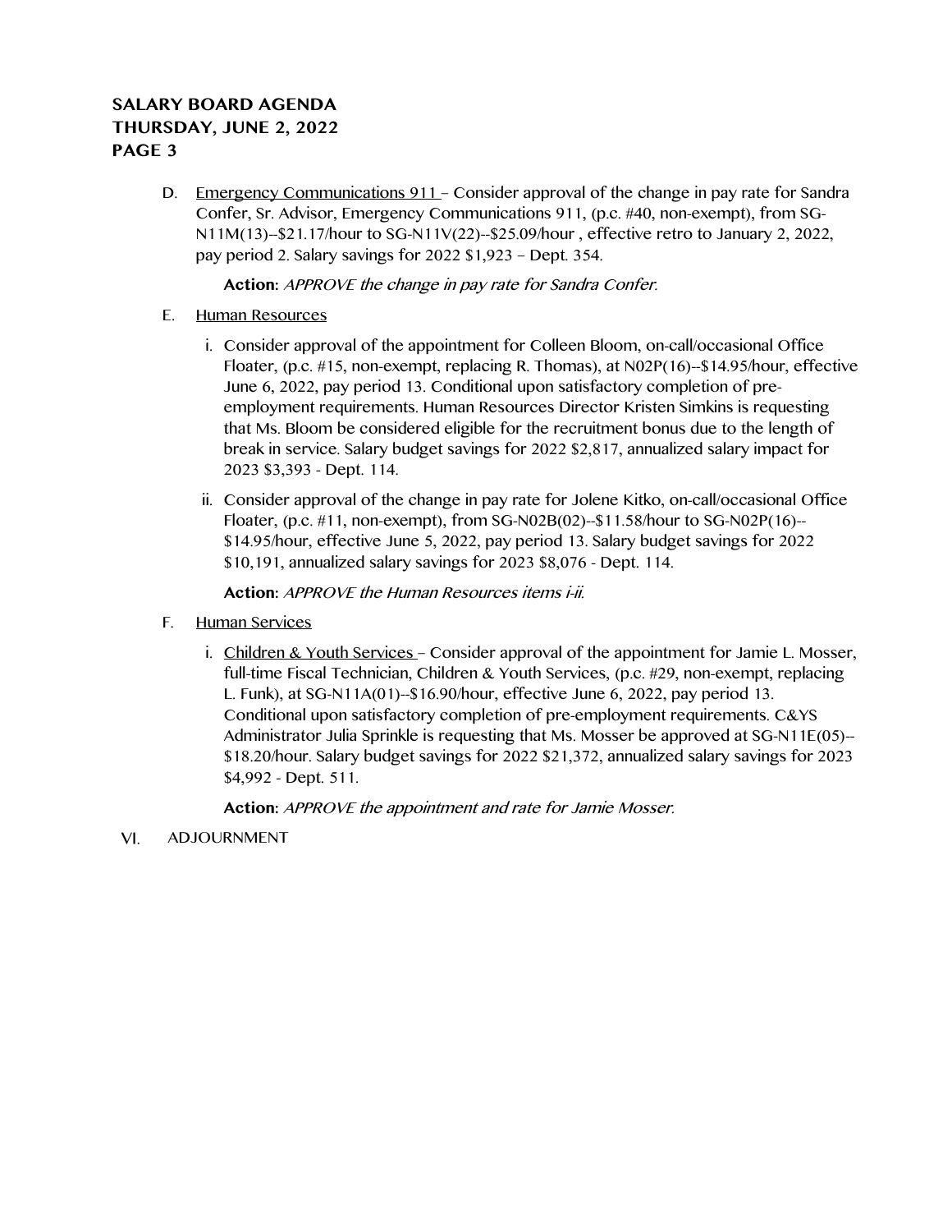D. Emergency Communications 911 – Consider approval of the change in pay rate for Sandra Confer, Sr. Advisor, Emergency Communications 911, (p.c. #40, non-exempt), from SG-N11M(13)--$21.17/hour to SG-N11V(22)--$25.09/hour , effective retro to January 2, 2022, pay period 2. Salary savings for 2022 $1,923 – Dept. 354.

   **Action:** *APPROVE the change in pay rate for Sandra Confer.*

E. Human Resources

   i. Consider approval of the appointment for Colleen Bloom, on-call/occasional Office Floater, (p.c. #15, non-exempt, replacing R. Thomas), at N02P(16)--$14.95/hour, effective June 6, 2022, pay period 13. Conditional upon satisfactory completion of pre-employment requirements. Human Resources Director Kristen Simkins is requesting that Ms. Bloom be considered eligible for the recruitment bonus due to the length of break in service. Salary budget savings for 2022 $2,817, annualized salary impact for 2023 $3,393 - Dept. 114.

   ii. Consider approval of the change in pay rate for Jolene Kitko, on-call/occasional Office Floater, (p.c. #11, non-exempt), from SG-N02B(02)--$11.58/hour to SG-N02P(16)--$14.95/hour, effective June 5, 2022, pay period 13. Salary budget savings for 2022 $10,191, annualized salary savings for 2023 $8,076 - Dept. 114.

   **Action:** *APPROVE the Human Resources items i-ii.*

F. Human Services

   i. Children & Youth Services – Consider approval of the appointment for Jamie L. Mosser, full-time Fiscal Technician, Children & Youth Services, (p.c. #29, non-exempt, replacing L. Funk), at SG-N11A(01)--$16.90/hour, effective June 6, 2022, pay period 13. Conditional upon satisfactory completion of pre-employment requirements. C&YS Administrator Julia Sprinkle is requesting that Ms. Mosser be approved at SG-N11E(05)--$18.20/hour. Salary budget savings for 2022 $21,372, annualized salary savings for 2023 $4,992 - Dept. 511.

   **Action:** *APPROVE the appointment and rate for Jamie Mosser.*

VI. ADJOURNMENT